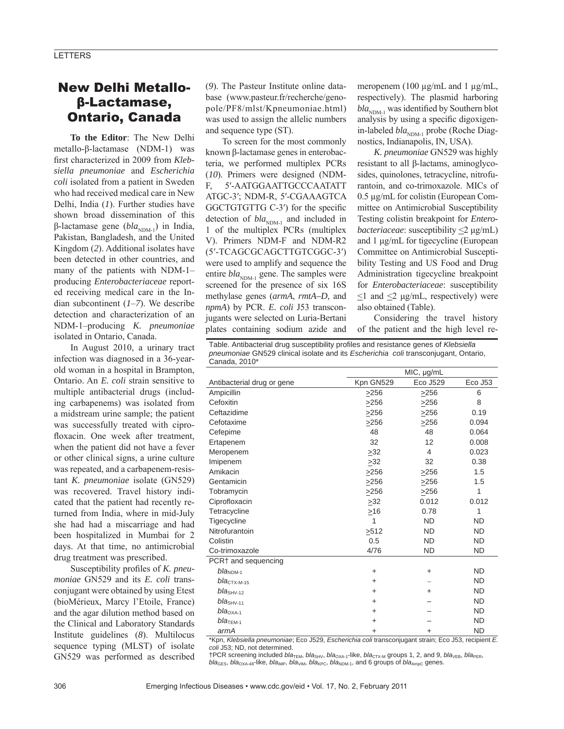# New Delhi Metallo-β-Lactamase, Ontario, Canada

**To the Editor**: The New Delhi metallo-β-lactamase (NDM-1) was first characterized in 2009 from *Klebsiella pneumoniae* and *Escherichia coli* isolated from a patient in Sweden who had received medical care in New Delhi, India (*1*). Further studies have shown broad dissemination of this β-lactamase gene ($bla_{NDM-1}$) in India, Pakistan, Bangladesh, and the United Kingdom (*2*). Additional isolates have been detected in other countries, and many of the patients with NDM-1–producing *Enterobacteriaceae* reported receiving medical care in the Indian subcontinent (*1–7*). We describe detection and characterization of an NDM-1–producing *K. pneumoniae* isolated in Ontario, Canada.

In August 2010, a urinary tract infection was diagnosed in a 36-year-old woman in a hospital in Brampton, Ontario. An *E. coli* strain sensitive to multiple antibacterial drugs (including carbapenems) was isolated from a midstream urine sample; the patient was successfully treated with ciprofloxacin. One week after treatment, when the patient did not have a fever or other clinical signs, a urine culture was repeated, and a carbapenem-resistant *K. pneumoniae* isolate (GN529) was recovered. Travel history indicated that the patient had recently returned from India, where in mid-July she had had a miscarriage and had been hospitalized in Mumbai for 2 days. At that time, no antimicrobial drug treatment was prescribed.

Susceptibility profiles of *K. pneumoniae* GN529 and its *E. coli* transconjugant were obtained by using Etest (bioMérieux, Marcy l'Etoile, France) and the agar dilution method based on the Clinical and Laboratory Standards Institute guidelines (*8*). Multilocus sequence typing (MLST) of isolate GN529 was performed as described (*9*). The Pasteur Institute online database (www.pasteur.fr/recherche/genopole/PF8/mlst/Kpneumoniae.html) was used to assign the allelic numbers and sequence type (ST).

To screen for the most commonly known β-lactamase genes in enterobacteria, we performed multiplex PCRs (*10*). Primers were designed (NDM-F, 5′-AATGGAATTGCCCAATATT ATGC-3′; NDM-R, 5′-CGAAAGTCA GGCTGTGTTG C-3′) for the specific detection of $bla_{NDM-1}$ and included in 1 of the multiplex PCRs (multiplex V). Primers NDM-F and NDM-R2 (5′-TCAGCGCAGCTTGTCGGC-3′) were used to amplify and sequence the entire $bla_{NDM-1}$ gene. The samples were screened for the presence of six 16S methylase genes (*armA*, *rmtA–D*, and *npmA*) by PCR. *E. coli* J53 transconjugants were selected on Luria-Bertani plates containing sodium azide and meropenem (100 µg/mL and 1 µg/mL, respectively). The plasmid harboring $bla_{NDM-1}$ was identified by Southern blot analysis by using a specific digoxigenin-labeled $bla_{NDM-1}$ probe (Roche Diagnostics, Indianapolis, IN, USA).

*K. pneumoniae* GN529 was highly resistant to all β-lactams, aminoglycosides, quinolones, tetracycline, nitrofurantoin, and co-trimoxazole. MICs of 0.5 µg/mL for colistin (European Committee on Antimicrobial Susceptibility Testing colistin breakpoint for *Enterobacteriaceae*: susceptibility ≤2 µg/mL) and 1 µg/mL for tigecycline (European Committee on Antimicrobial Susceptibility Testing and US Food and Drug Administration tigecycline breakpoint for *Enterobacteriaceae*: susceptibility ≤1 and ≤2 µg/mL, respectively) were also obtained (Table).

Considering the travel history of the patient and the high level re-

Table. Antibacterial drug susceptibility profiles and resistance genes of *Klebsiella pneumoniae* GN529 clinical isolate and its *Escherichia coli* transconjugant, Ontario, Canada, 2010*

| Antibacterial drug or gene | MIC, µg/mL | | |
|---|---|---|---|
| | Kpn GN529 | Eco J529 | Eco J53 |
| Ampicillin | ≥256 | ≥256 | 6 |
| Cefoxitin | ≥256 | ≥256 | 8 |
| Ceftazidime | ≥256 | ≥256 | 0.19 |
| Cefotaxime | ≥256 | ≥256 | 0.094 |
| Cefepime | 48 | 48 | 0.064 |
| Ertapenem | 32 | 12 | 0.008 |
| Meropenem | ≥32 | 4 | 0.023 |
| Imipenem | ≥32 | 32 | 0.38 |
| Amikacin | ≥256 | ≥256 | 1.5 |
| Gentamicin | ≥256 | ≥256 | 1.5 |
| Tobramycin | ≥256 | ≥256 | 1 |
| Ciprofloxacin | ≥32 | 0.012 | 0.012 |
| Tetracycline | ≥16 | 0.78 | 1 |
| Tigecycline | 1 | ND | ND |
| Nitrofurantoin | ≥512 | ND | ND |
| Colistin | 0.5 | ND | ND |
| Co-trimoxazole | 4/76 | ND | ND |
| PCR† and sequencing | | | |
| $bla_{NDM-1}$ | + | + | ND |
| $bla_{CTX-M-15}$ | + | – | ND |
| $bla_{SHV-12}$ | + | + | ND |
| $bla_{SHV-11}$ | + | – | ND |
| $bla_{OXA-1}$ | + | – | ND |
| $bla_{TEM-1}$ | + | – | ND |
| *armA* | + | + | ND |

*Kpn, *Klebsiella pneumoniae*; Eco J529, *Escherichia coli* transconjugant strain; Eco J53, recipient *E. coli* J53; ND, not determined.

†PCR screening included $bla_{TEM}$, $bla_{SHV}$, $bla_{OXA-1}$-like, $bla_{CTX-M}$ groups 1, 2, and 9, $bla_{VEB}$, $bla_{PER}$, $bla_{GES}$, $bla_{OXA-48}$-like, $bla_{IMP}$, $bla_{VIM}$, $bla_{KPC}$, $bla_{NDM-1}$, and 6 groups of $bla_{AmpC}$ genes.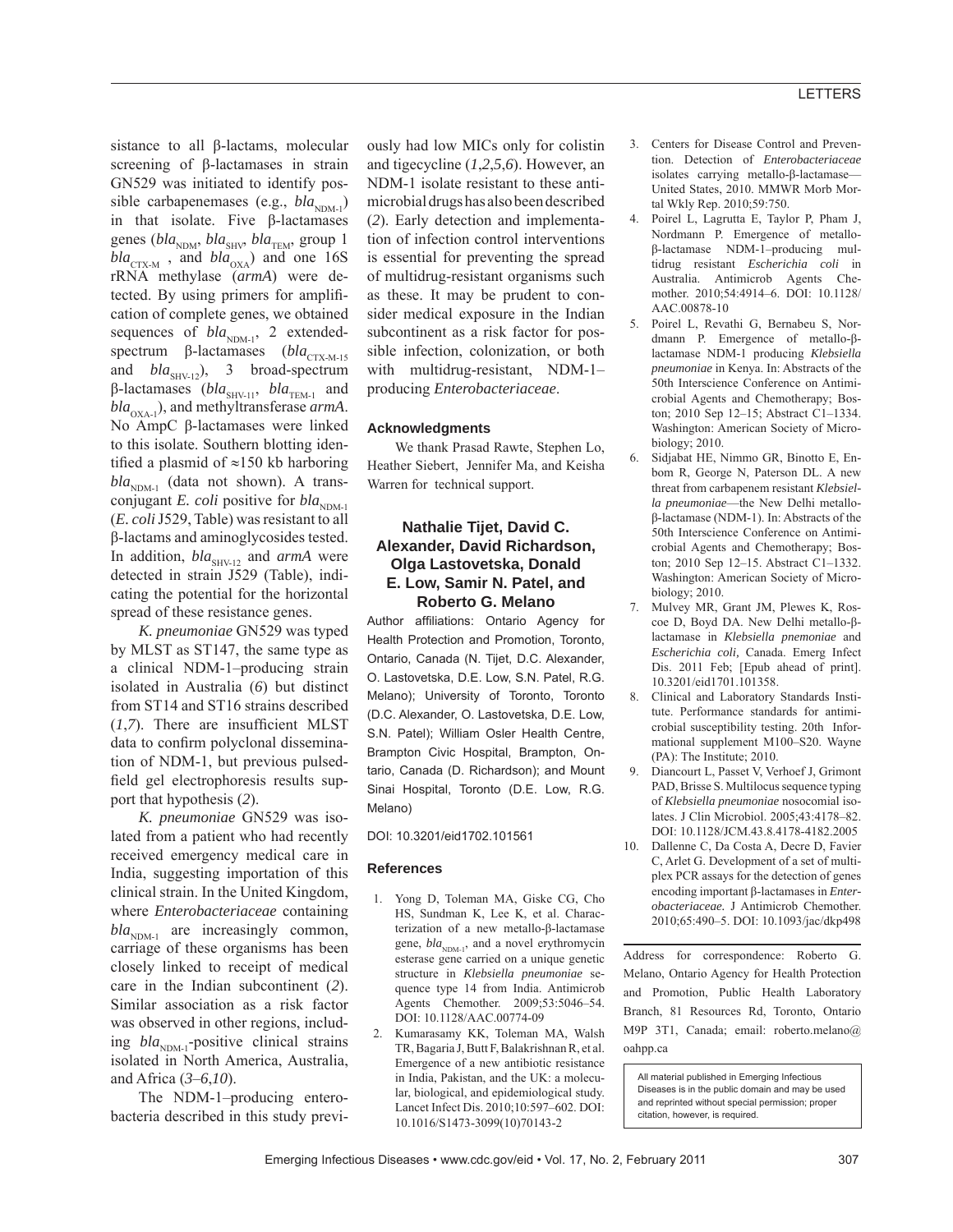sistance to all β-lactams, molecular screening of β-lactamases in strain GN529 was initiated to identify possible carbapenemases (e.g., $bla_{NDM-1}$) in that isolate. Five β-lactamases genes ($bla_{NDM}$, $bla_{SHV}$, $bla_{TEM}$, group 1 $bla_{CTX-M}$, and $bla_{OXA}$) and one 16S rRNA methylase (*armA*) were detected. By using primers for amplification of complete genes, we obtained sequences of $bla_{NDM-1}$, 2 extended-spectrum β-lactamases ($bla_{CTX-M-15}$ and $bla_{SHV-12}$), 3 broad-spectrum β-lactamases ($bla_{SHV-11}$, $bla_{TEM-1}$ and $bla_{OXA-1}$), and methyltransferase *armA*. No AmpC β-lactamases were linked to this isolate. Southern blotting identified a plasmid of ≈150 kb harboring $bla_{NDM-1}$ (data not shown). A transconjugant *E. coli* positive for $bla_{NDM-1}$ (*E. coli* J529, Table) was resistant to all β-lactams and aminoglycosides tested. In addition, $bla_{SHV-12}$ and *armA* were detected in strain J529 (Table), indicating the potential for the horizontal spread of these resistance genes.

*K. pneumoniae* GN529 was typed by MLST as ST147, the same type as a clinical NDM-1–producing strain isolated in Australia (*6*) but distinct from ST14 and ST16 strains described (*1*,*7*). There are insufficient MLST data to confirm polyclonal dissemination of NDM-1, but previous pulsed-field gel electrophoresis results support that hypothesis (*2*).

*K. pneumoniae* GN529 was isolated from a patient who had recently received emergency medical care in India, suggesting importation of this clinical strain. In the United Kingdom, where *Enterobacteriaceae* containing $bla_{NDM-1}$ are increasingly common, carriage of these organisms has been closely linked to receipt of medical care in the Indian subcontinent (*2*). Similar association as a risk factor was observed in other regions, including $bla_{NDM-1}$-positive clinical strains isolated in North America, Australia, and Africa (*3*–*6*,*10*).

The NDM-1–producing enterobacteria described in this study previously had low MICs only for colistin and tigecycline (*1*,*2*,*5*,*6*). However, an NDM-1 isolate resistant to these antimicrobial drugs has also been described (*2*). Early detection and implementation of infection control interventions is essential for preventing the spread of multidrug-resistant organisms such as these. It may be prudent to consider medical exposure in the Indian subcontinent as a risk factor for possible infection, colonization, or both with multidrug-resistant, NDM-1–producing *Enterobacteriaceae*.

### Acknowledgments

We thank Prasad Rawte, Stephen Lo, Heather Siebert, Jennifer Ma, and Keisha Warren for technical support.

**Nathalie Tijet, David C. Alexander, David Richardson, Olga Lastovetska, Donald E. Low, Samir N. Patel, and Roberto G. Melano**

Author affiliations: Ontario Agency for Health Protection and Promotion, Toronto, Ontario, Canada (N. Tijet, D.C. Alexander, O. Lastovetska, D.E. Low, S.N. Patel, R.G. Melano); University of Toronto, Toronto (D.C. Alexander, O. Lastovetska, D.E. Low, S.N. Patel); William Osler Health Centre, Brampton Civic Hospital, Brampton, Ontario, Canada (D. Richardson); and Mount Sinai Hospital, Toronto (D.E. Low, R.G. Melano)

DOI: 10.3201/eid1702.101561

### References

1. Yong D, Toleman MA, Giske CG, Cho HS, Sundman K, Lee K, et al. Characterization of a new metallo-β-lactamase gene, $bla_{NDM-1}$, and a novel erythromycin esterase gene carried on a unique genetic structure in *Klebsiella pneumoniae* sequence type 14 from India. Antimicrob Agents Chemother. 2009;53:5046–54. DOI: 10.1128/AAC.00774-09
2. Kumarasamy KK, Toleman MA, Walsh TR, Bagaria J, Butt F, Balakrishnan R, et al. Emergence of a new antibiotic resistance in India, Pakistan, and the UK: a molecular, biological, and epidemiological study. Lancet Infect Dis. 2010;10:597–602. DOI: 10.1016/S1473-3099(10)70143-2
3. Centers for Disease Control and Prevention. Detection of *Enterobacteriaceae* isolates carrying metallo-β-lactamase—United States, 2010. MMWR Morb Mortal Wkly Rep. 2010;59:750.
4. Poirel L, Lagrutta E, Taylor P, Pham J, Nordmann P. Emergence of metallo-β-lactamase NDM-1–producing multidrug resistant *Escherichia coli* in Australia. Antimicrob Agents Chemother. 2010;54:4914–6. DOI: 10.1128/AAC.00878-10
5. Poirel L, Revathi G, Bernabeu S, Nordmann P. Emergence of metallo-β-lactamase NDM-1 producing *Klebsiella pneumoniae* in Kenya. In: Abstracts of the 50th Interscience Conference on Antimicrobial Agents and Chemotherapy; Boston; 2010 Sep 12–15; Abstract C1–1334. Washington: American Society of Microbiology; 2010.
6. Sidjabat HE, Nimmo GR, Binotto E, Enbom R, George N, Paterson DL. A new threat from carbapenem resistant *Klebsiella pneumoniae*—the New Delhi metallo-β-lactamase (NDM-1). In: Abstracts of the 50th Interscience Conference on Antimicrobial Agents and Chemotherapy; Boston; 2010 Sep 12–15. Abstract C1–1332. Washington: American Society of Microbiology; 2010.
7. Mulvey MR, Grant JM, Plewes K, Roscoe D, Boyd DA. New Delhi metallo-β-lactamase in *Klebsiella pnemoniae* and *Escherichia coli*, Canada. Emerg Infect Dis. 2011 Feb; [Epub ahead of print]. 10.3201/eid1701.101358.
8. Clinical and Laboratory Standards Institute. Performance standards for antimicrobial susceptibility testing. 20th Informational supplement M100–S20. Wayne (PA): The Institute; 2010.
9. Diancourt L, Passet V, Verhoef J, Grimont PAD, Brisse S. Multilocus sequence typing of *Klebsiella pneumoniae* nosocomial isolates. J Clin Microbiol. 2005;43:4178–82. DOI: 10.1128/JCM.43.8.4178-4182.2005
10. Dallenne C, Da Costa A, Decre D, Favier C, Arlet G. Development of a set of multiplex PCR assays for the detection of genes encoding important β-lactamases in *Enterobacteriaceae.* J Antimicrob Chemother. 2010;65:490–5. DOI: 10.1093/jac/dkp498

Address for correspondence: Roberto G. Melano, Ontario Agency for Health Protection and Promotion, Public Health Laboratory Branch, 81 Resources Rd, Toronto, Ontario M9P 3T1, Canada; email: roberto.melano@oahpp.ca

All material published in Emerging Infectious Diseases is in the public domain and may be used and reprinted without special permission; proper citation, however, is required.